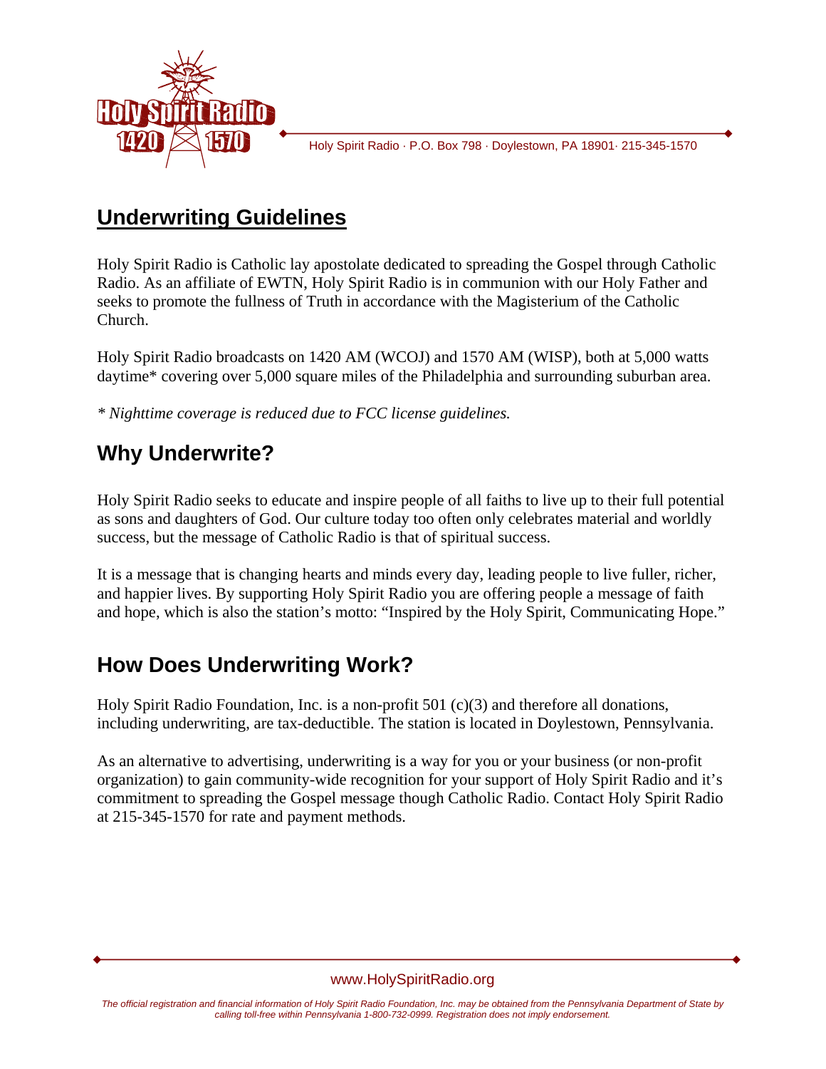Holy Spirit Radio · P.O. Box 798 · Doylestown, PA 18901· 215-345-1570

# Underwriting Guidelines

Holy Spirit Radio is Catholic lay apostolate dedicated to spreading the Gospel through Catholic Radio. As an affiliate of EWTN, Holy Spirit Radio is in communion with our Holy Father and seeks to promote the fullness of Truth in accordance with the Magisterium of the Catholic Church.

Holy Spirit Radio broadcasts on 1420 AM (WCOJ) and 1570 AM (WISP), both at 5,000 watts daytime* covering over 5,000 square miles of the Philadelphia and surrounding suburban area.

*\* Nighttime coverage is reduced due to FCC license guidelines.*

## Why Underwrite?

Holy Spirit Radio seeks to educate and inspire people of all faiths to live up to their full potential as sons and daughters of God. Our culture today too often only celebrates material and worldly success, but the message of Catholic Radio is that of spiritual success.

It is a message that is changing hearts and minds every day, leading people to live fuller, richer, and happier lives. By supporting Holy Spirit Radio you are offering people a message of faith and hope, which is also the station's motto: "Inspired by the Holy Spirit, Communicating Hope."

## How Does Underwriting Work?

Holy Spirit Radio Foundation, Inc. is a non-profit 501 (c)(3) and therefore all donations, including underwriting, are tax-deductible. The station is located in Doylestown, Pennsylvania.

As an alternative to advertising, underwriting is a way for you or your business (or non-profit organization) to gain community-wide recognition for your support of Holy Spirit Radio and it's commitment to spreading the Gospel message though Catholic Radio. Contact Holy Spirit Radio at 215-345-1570 for rate and payment methods.

www.HolySpiritRadio.org

*The official registration and financial information of Holy Spirit Radio Foundation, Inc. may be obtained from the Pennsylvania Department of State by calling toll-free within Pennsylvania 1-800-732-0999. Registration does not imply endorsement.*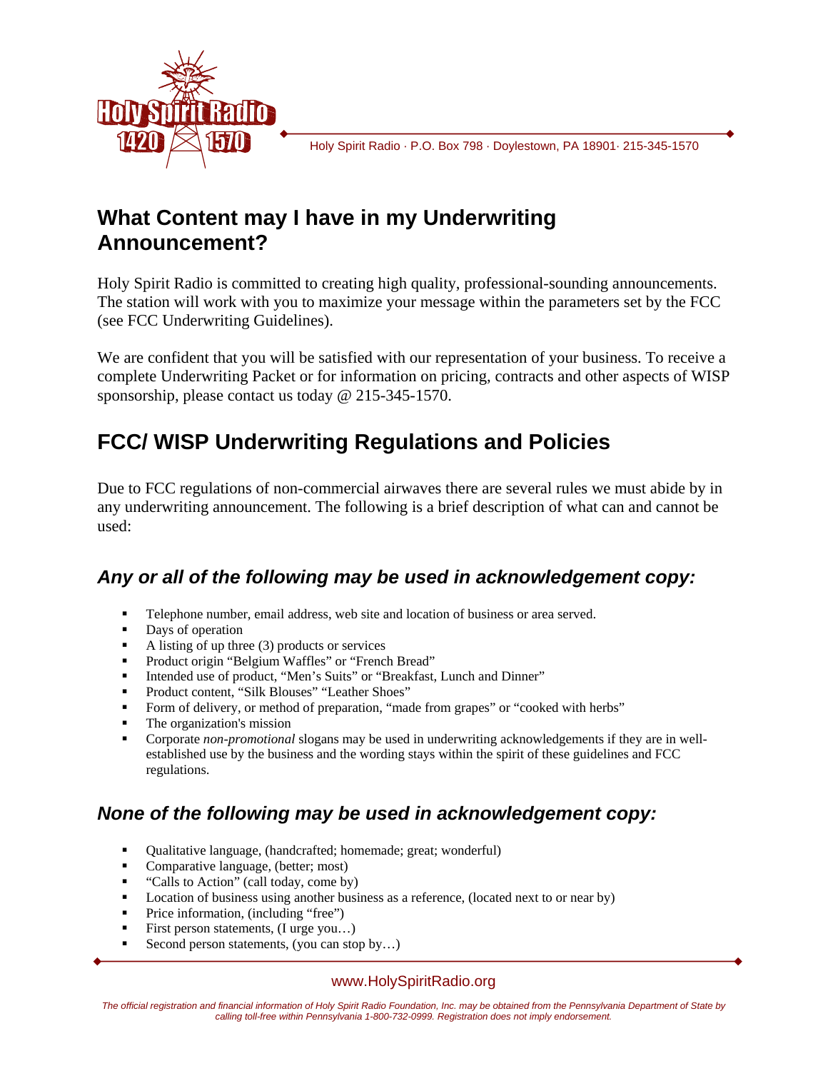Holy Spirit Radio · P.O. Box 798 · Doylestown, PA 18901· 215-345-1570

## What Content may I have in my Underwriting Announcement?

Holy Spirit Radio is committed to creating high quality, professional-sounding announcements. The station will work with you to maximize your message within the parameters set by the FCC (see FCC Underwriting Guidelines).

We are confident that you will be satisfied with our representation of your business. To receive a complete Underwriting Packet or for information on pricing, contracts and other aspects of WISP sponsorship, please contact us today @ 215-345-1570.

## FCC/ WISP Underwriting Regulations and Policies

Due to FCC regulations of non-commercial airwaves there are several rules we must abide by in any underwriting announcement. The following is a brief description of what can and cannot be used:

### *Any or all of the following may be used in acknowledgement copy:*

- Telephone number, email address, web site and location of business or area served.
- Days of operation
- A listing of up three (3) products or services
- Product origin "Belgium Waffles" or "French Bread"
- Intended use of product, "Men's Suits" or "Breakfast, Lunch and Dinner"
- Product content, "Silk Blouses" "Leather Shoes"
- Form of delivery, or method of preparation, "made from grapes" or "cooked with herbs"
- The organization's mission
- Corporate *non-promotional* slogans may be used in underwriting acknowledgements if they are in well-established use by the business and the wording stays within the spirit of these guidelines and FCC regulations.

### *None of the following may be used in acknowledgement copy:*

- Qualitative language, (handcrafted; homemade; great; wonderful)
- Comparative language, (better; most)
- "Calls to Action" (call today, come by)
- Location of business using another business as a reference, (located next to or near by)
- Price information, (including "free")
- First person statements, (I urge you…)
- Second person statements, (you can stop by…)

www.HolySpiritRadio.org

*The official registration and financial information of Holy Spirit Radio Foundation, Inc. may be obtained from the Pennsylvania Department of State by calling toll-free within Pennsylvania 1-800-732-0999. Registration does not imply endorsement.*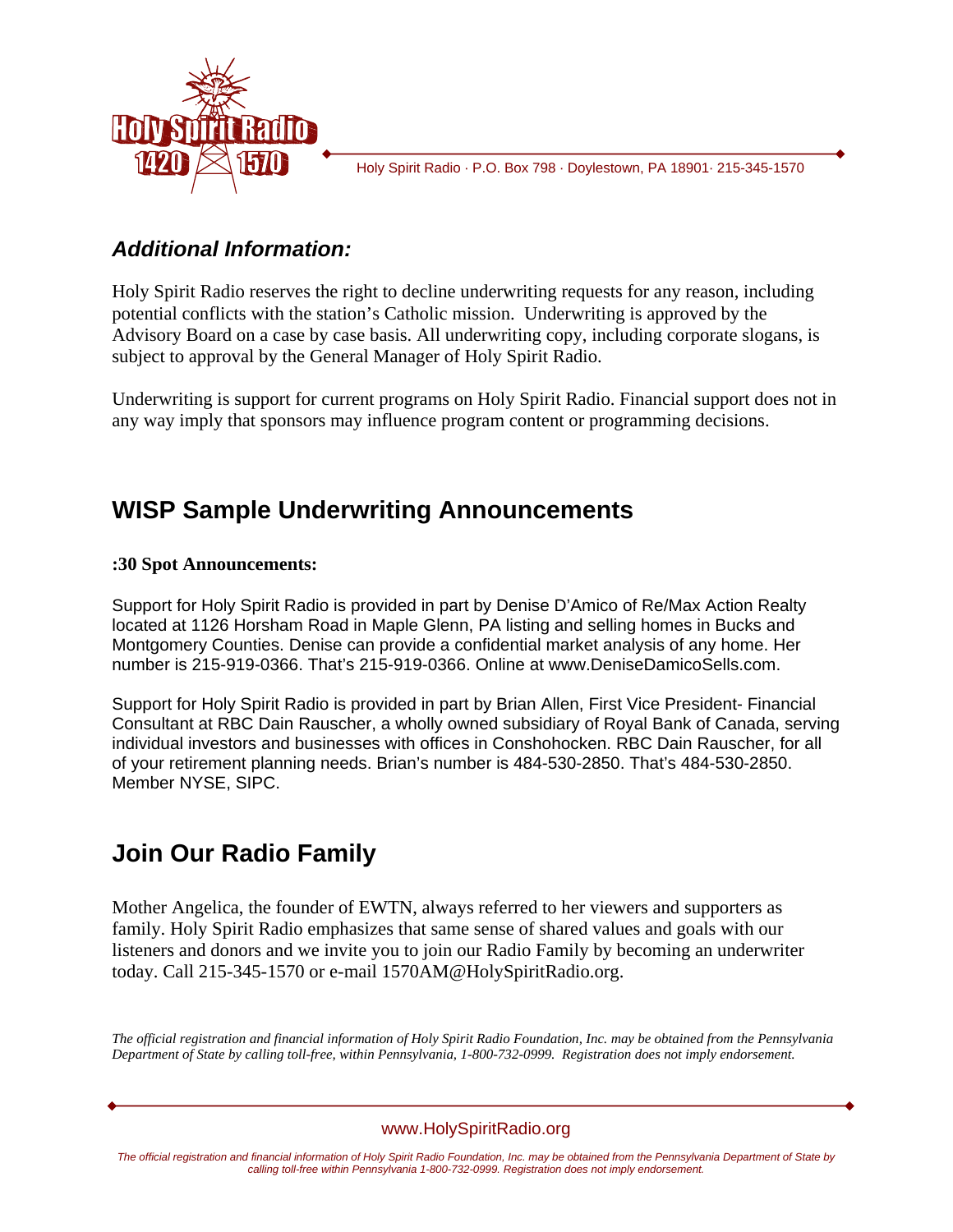### *Additional Information:*

Holy Spirit Radio reserves the right to decline underwriting requests for any reason, including potential conflicts with the station's Catholic mission. Underwriting is approved by the Advisory Board on a case by case basis. All underwriting copy, including corporate slogans, is subject to approval by the General Manager of Holy Spirit Radio.

Underwriting is support for current programs on Holy Spirit Radio. Financial support does not in any way imply that sponsors may influence program content or programming decisions.

## WISP Sample Underwriting Announcements

**:30 Spot Announcements:**

Support for Holy Spirit Radio is provided in part by Denise D'Amico of Re/Max Action Realty located at 1126 Horsham Road in Maple Glenn, PA listing and selling homes in Bucks and Montgomery Counties. Denise can provide a confidential market analysis of any home. Her number is 215-919-0366. That's 215-919-0366. Online at www.DeniseDamicoSells.com.

Support for Holy Spirit Radio is provided in part by Brian Allen, First Vice President- Financial Consultant at RBC Dain Rauscher, a wholly owned subsidiary of Royal Bank of Canada, serving individual investors and businesses with offices in Conshohocken. RBC Dain Rauscher, for all of your retirement planning needs. Brian's number is 484-530-2850. That's 484-530-2850. Member NYSE, SIPC.

## Join Our Radio Family

Mother Angelica, the founder of EWTN, always referred to her viewers and supporters as family. Holy Spirit Radio emphasizes that same sense of shared values and goals with our listeners and donors and we invite you to join our Radio Family by becoming an underwriter today. Call 215-345-1570 or e-mail 1570AM@HolySpiritRadio.org.

*The official registration and financial information of Holy Spirit Radio Foundation, Inc. may be obtained from the Pennsylvania Department of State by calling toll-free, within Pennsylvania, 1-800-732-0999. Registration does not imply endorsement.*